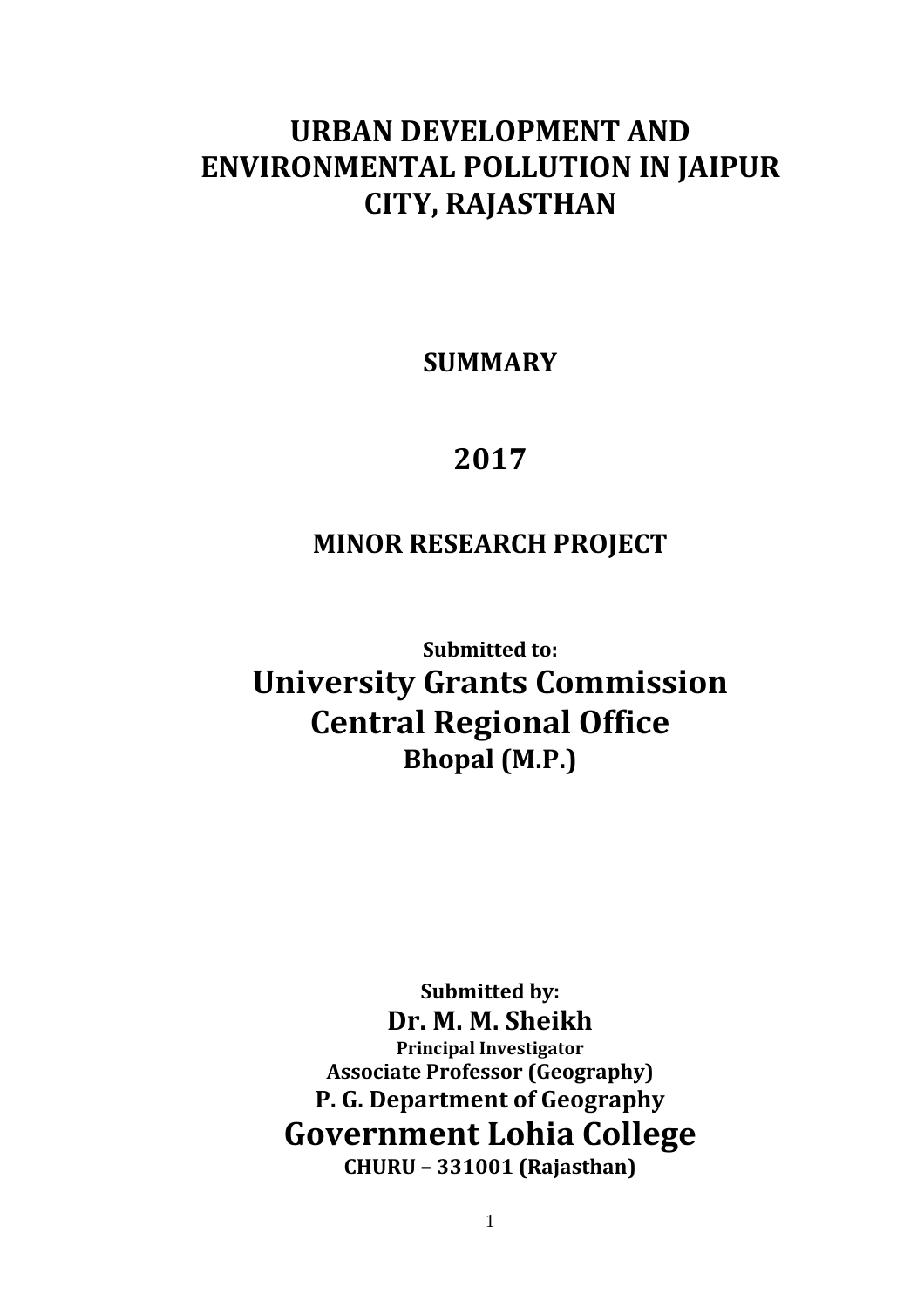# URBAN DEVELOPMENT AND ENVIRONMENTAL POLLUTION IN JAIPUR CITY, RAJASTHAN

**SUMMARY**

**2017**

**MINOR RESEARCH PROJECT**

**Submitted to:**

**University Grants Commission**
**Central Regional Office**
**Bhopal (M.P.)**

**Submitted by:**

**Dr. M. M. Sheikh**
**Principal Investigator**
**Associate Professor (Geography)**
**P. G. Department of Geography**

**Government Lohia College**
**CHURU – 331001 (Rajasthan)**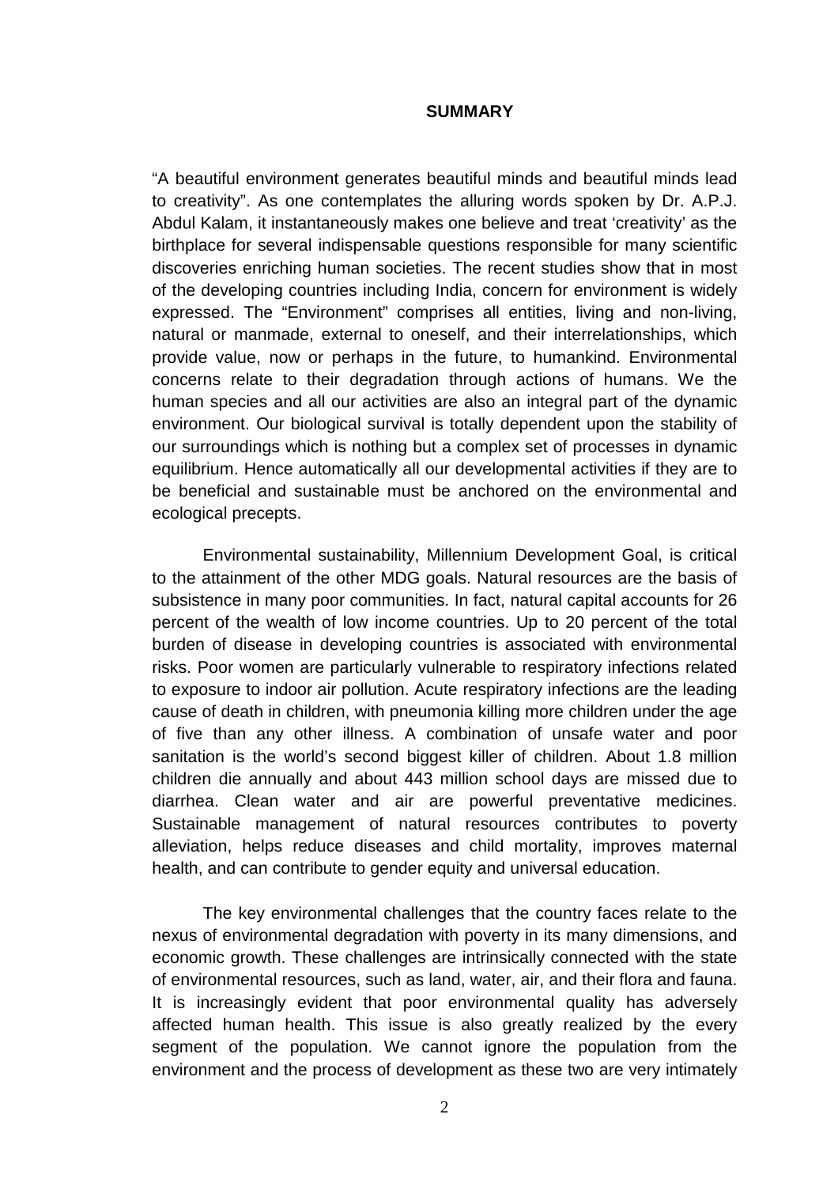## SUMMARY

"A beautiful environment generates beautiful minds and beautiful minds lead to creativity". As one contemplates the alluring words spoken by Dr. A.P.J. Abdul Kalam, it instantaneously makes one believe and treat 'creativity' as the birthplace for several indispensable questions responsible for many scientific discoveries enriching human societies. The recent studies show that in most of the developing countries including India, concern for environment is widely expressed. The "Environment" comprises all entities, living and non-living, natural or manmade, external to oneself, and their interrelationships, which provide value, now or perhaps in the future, to humankind. Environmental concerns relate to their degradation through actions of humans. We the human species and all our activities are also an integral part of the dynamic environment. Our biological survival is totally dependent upon the stability of our surroundings which is nothing but a complex set of processes in dynamic equilibrium. Hence automatically all our developmental activities if they are to be beneficial and sustainable must be anchored on the environmental and ecological precepts.

Environmental sustainability, Millennium Development Goal, is critical to the attainment of the other MDG goals. Natural resources are the basis of subsistence in many poor communities. In fact, natural capital accounts for 26 percent of the wealth of low income countries. Up to 20 percent of the total burden of disease in developing countries is associated with environmental risks. Poor women are particularly vulnerable to respiratory infections related to exposure to indoor air pollution. Acute respiratory infections are the leading cause of death in children, with pneumonia killing more children under the age of five than any other illness. A combination of unsafe water and poor sanitation is the world's second biggest killer of children. About 1.8 million children die annually and about 443 million school days are missed due to diarrhea. Clean water and air are powerful preventative medicines. Sustainable management of natural resources contributes to poverty alleviation, helps reduce diseases and child mortality, improves maternal health, and can contribute to gender equity and universal education.

The key environmental challenges that the country faces relate to the nexus of environmental degradation with poverty in its many dimensions, and economic growth. These challenges are intrinsically connected with the state of environmental resources, such as land, water, air, and their flora and fauna. It is increasingly evident that poor environmental quality has adversely affected human health. This issue is also greatly realized by the every segment of the population. We cannot ignore the population from the environment and the process of development as these two are very intimately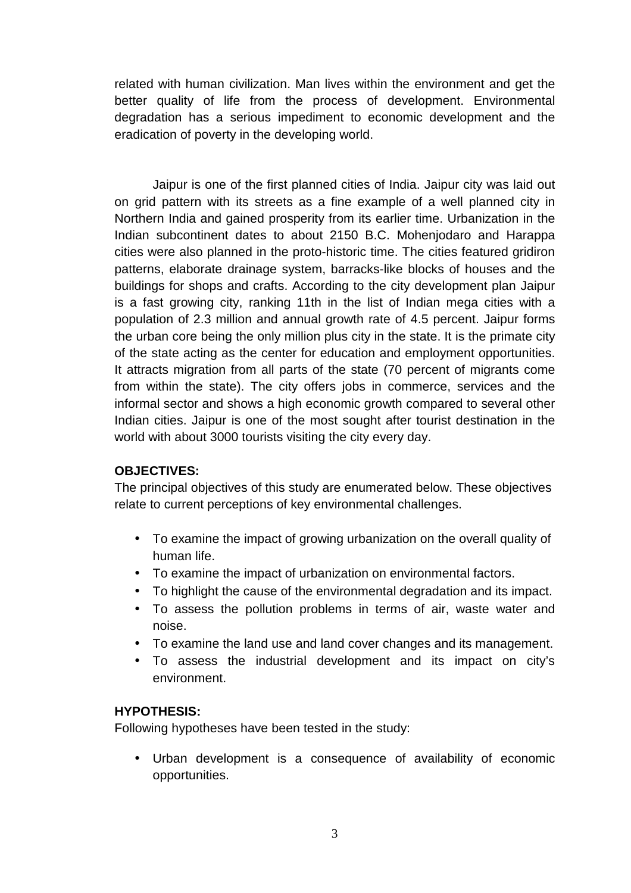related with human civilization. Man lives within the environment and get the better quality of life from the process of development. Environmental degradation has a serious impediment to economic development and the eradication of poverty in the developing world.

Jaipur is one of the first planned cities of India. Jaipur city was laid out on grid pattern with its streets as a fine example of a well planned city in Northern India and gained prosperity from its earlier time. Urbanization in the Indian subcontinent dates to about 2150 B.C. Mohenjodaro and Harappa cities were also planned in the proto-historic time. The cities featured gridiron patterns, elaborate drainage system, barracks-like blocks of houses and the buildings for shops and crafts. According to the city development plan Jaipur is a fast growing city, ranking 11th in the list of Indian mega cities with a population of 2.3 million and annual growth rate of 4.5 percent. Jaipur forms the urban core being the only million plus city in the state. It is the primate city of the state acting as the center for education and employment opportunities. It attracts migration from all parts of the state (70 percent of migrants come from within the state). The city offers jobs in commerce, services and the informal sector and shows a high economic growth compared to several other Indian cities. Jaipur is one of the most sought after tourist destination in the world with about 3000 tourists visiting the city every day.

**OBJECTIVES:**

The principal objectives of this study are enumerated below. These objectives relate to current perceptions of key environmental challenges.

- To examine the impact of growing urbanization on the overall quality of human life.
- To examine the impact of urbanization on environmental factors.
- To highlight the cause of the environmental degradation and its impact.
- To assess the pollution problems in terms of air, waste water and noise.
- To examine the land use and land cover changes and its management.
- To assess the industrial development and its impact on city's environment.

**HYPOTHESIS:**

Following hypotheses have been tested in the study:

- Urban development is a consequence of availability of economic opportunities.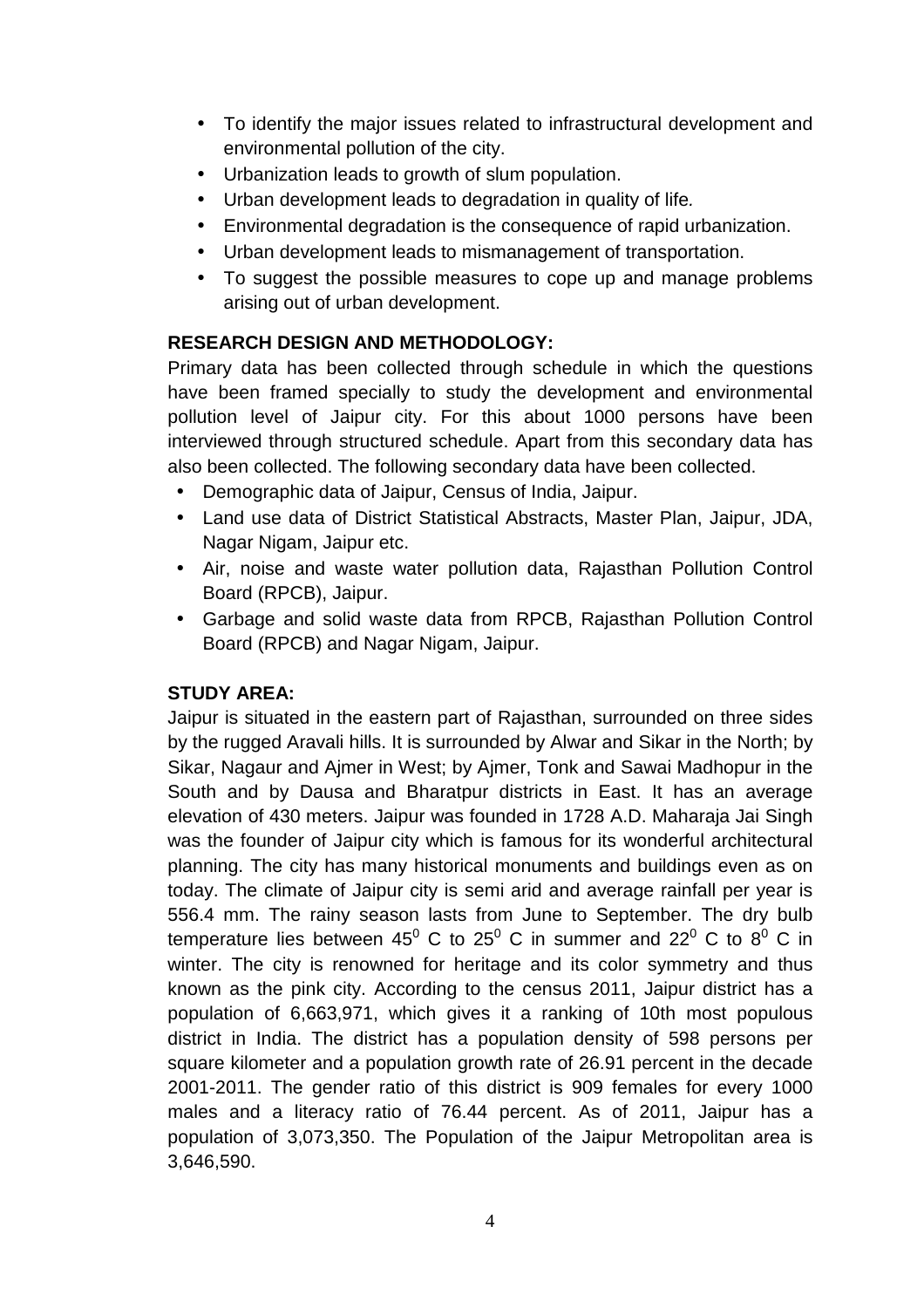- To identify the major issues related to infrastructural development and environmental pollution of the city.
- Urbanization leads to growth of slum population.
- Urban development leads to degradation in quality of life.
- Environmental degradation is the consequence of rapid urbanization.
- Urban development leads to mismanagement of transportation.
- To suggest the possible measures to cope up and manage problems arising out of urban development.

**RESEARCH DESIGN AND METHODOLOGY:**

Primary data has been collected through schedule in which the questions have been framed specially to study the development and environmental pollution level of Jaipur city. For this about 1000 persons have been interviewed through structured schedule. Apart from this secondary data has also been collected. The following secondary data have been collected.

- Demographic data of Jaipur, Census of India, Jaipur.
- Land use data of District Statistical Abstracts, Master Plan, Jaipur, JDA, Nagar Nigam, Jaipur etc.
- Air, noise and waste water pollution data, Rajasthan Pollution Control Board (RPCB), Jaipur.
- Garbage and solid waste data from RPCB, Rajasthan Pollution Control Board (RPCB) and Nagar Nigam, Jaipur.

**STUDY AREA:**

Jaipur is situated in the eastern part of Rajasthan, surrounded on three sides by the rugged Aravali hills. It is surrounded by Alwar and Sikar in the North; by Sikar, Nagaur and Ajmer in West; by Ajmer, Tonk and Sawai Madhopur in the South and by Dausa and Bharatpur districts in East. It has an average elevation of 430 meters. Jaipur was founded in 1728 A.D. Maharaja Jai Singh was the founder of Jaipur city which is famous for its wonderful architectural planning. The city has many historical monuments and buildings even as on today. The climate of Jaipur city is semi arid and average rainfall per year is 556.4 mm. The rainy season lasts from June to September. The dry bulb temperature lies between $45^0$ C to $25^0$ C in summer and $22^0$ C to $8^0$ C in winter. The city is renowned for heritage and its color symmetry and thus known as the pink city. According to the census 2011, Jaipur district has a population of 6,663,971, which gives it a ranking of 10th most populous district in India. The district has a population density of 598 persons per square kilometer and a population growth rate of 26.91 percent in the decade 2001-2011. The gender ratio of this district is 909 females for every 1000 males and a literacy ratio of 76.44 percent. As of 2011, Jaipur has a population of 3,073,350. The Population of the Jaipur Metropolitan area is 3,646,590.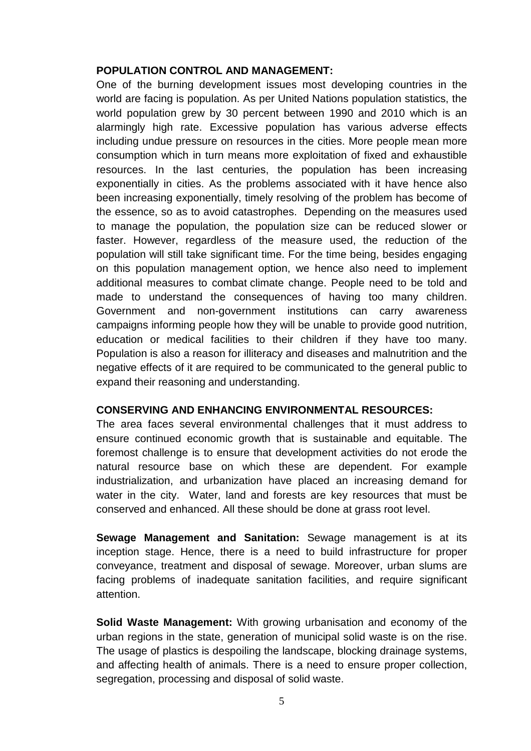**POPULATION CONTROL AND MANAGEMENT:**

One of the burning development issues most developing countries in the world are facing is population. As per United Nations population statistics, the world population grew by 30 percent between 1990 and 2010 which is an alarmingly high rate. Excessive population has various adverse effects including undue pressure on resources in the cities. More people mean more consumption which in turn means more exploitation of fixed and exhaustible resources. In the last centuries, the population has been increasing exponentially in cities. As the problems associated with it have hence also been increasing exponentially, timely resolving of the problem has become of the essence, so as to avoid catastrophes. Depending on the measures used to manage the population, the population size can be reduced slower or faster. However, regardless of the measure used, the reduction of the population will still take significant time. For the time being, besides engaging on this population management option, we hence also need to implement additional measures to combat climate change. People need to be told and made to understand the consequences of having too many children. Government and non-government institutions can carry awareness campaigns informing people how they will be unable to provide good nutrition, education or medical facilities to their children if they have too many. Population is also a reason for illiteracy and diseases and malnutrition and the negative effects of it are required to be communicated to the general public to expand their reasoning and understanding.

**CONSERVING AND ENHANCING ENVIRONMENTAL RESOURCES:**

The area faces several environmental challenges that it must address to ensure continued economic growth that is sustainable and equitable. The foremost challenge is to ensure that development activities do not erode the natural resource base on which these are dependent. For example industrialization, and urbanization have placed an increasing demand for water in the city. Water, land and forests are key resources that must be conserved and enhanced. All these should be done at grass root level.

**Sewage Management and Sanitation:** Sewage management is at its inception stage. Hence, there is a need to build infrastructure for proper conveyance, treatment and disposal of sewage. Moreover, urban slums are facing problems of inadequate sanitation facilities, and require significant attention.

**Solid Waste Management:** With growing urbanisation and economy of the urban regions in the state, generation of municipal solid waste is on the rise. The usage of plastics is despoiling the landscape, blocking drainage systems, and affecting health of animals. There is a need to ensure proper collection, segregation, processing and disposal of solid waste.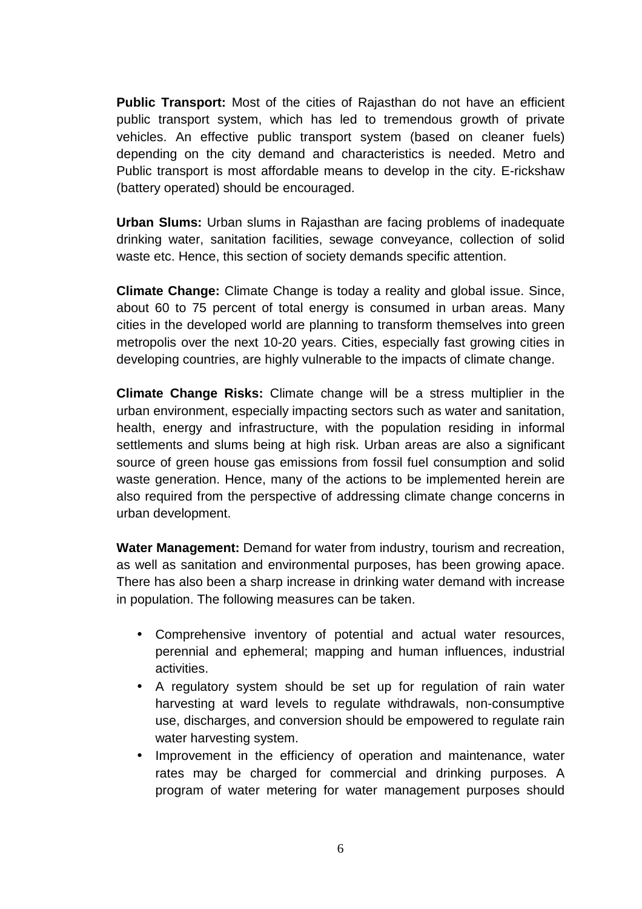**Public Transport:** Most of the cities of Rajasthan do not have an efficient public transport system, which has led to tremendous growth of private vehicles. An effective public transport system (based on cleaner fuels) depending on the city demand and characteristics is needed. Metro and Public transport is most affordable means to develop in the city. E-rickshaw (battery operated) should be encouraged.

**Urban Slums:** Urban slums in Rajasthan are facing problems of inadequate drinking water, sanitation facilities, sewage conveyance, collection of solid waste etc. Hence, this section of society demands specific attention.

**Climate Change:** Climate Change is today a reality and global issue. Since, about 60 to 75 percent of total energy is consumed in urban areas. Many cities in the developed world are planning to transform themselves into green metropolis over the next 10-20 years. Cities, especially fast growing cities in developing countries, are highly vulnerable to the impacts of climate change.

**Climate Change Risks:** Climate change will be a stress multiplier in the urban environment, especially impacting sectors such as water and sanitation, health, energy and infrastructure, with the population residing in informal settlements and slums being at high risk. Urban areas are also a significant source of green house gas emissions from fossil fuel consumption and solid waste generation. Hence, many of the actions to be implemented herein are also required from the perspective of addressing climate change concerns in urban development.

**Water Management:** Demand for water from industry, tourism and recreation, as well as sanitation and environmental purposes, has been growing apace. There has also been a sharp increase in drinking water demand with increase in population. The following measures can be taken.

- Comprehensive inventory of potential and actual water resources, perennial and ephemeral; mapping and human influences, industrial activities.
- A regulatory system should be set up for regulation of rain water harvesting at ward levels to regulate withdrawals, non-consumptive use, discharges, and conversion should be empowered to regulate rain water harvesting system.
- Improvement in the efficiency of operation and maintenance, water rates may be charged for commercial and drinking purposes. A program of water metering for water management purposes should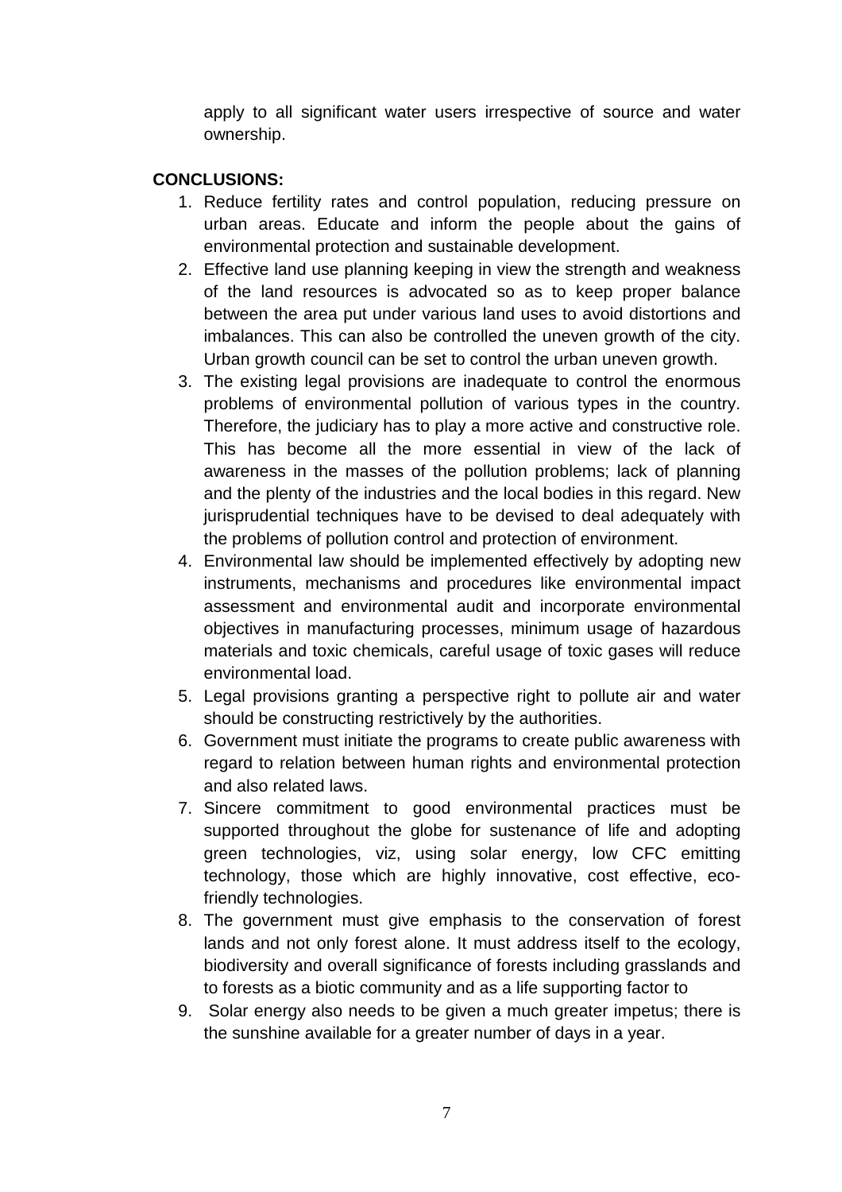apply to all significant water users irrespective of source and water ownership.

**CONCLUSIONS:**

1. Reduce fertility rates and control population, reducing pressure on urban areas. Educate and inform the people about the gains of environmental protection and sustainable development.
2. Effective land use planning keeping in view the strength and weakness of the land resources is advocated so as to keep proper balance between the area put under various land uses to avoid distortions and imbalances. This can also be controlled the uneven growth of the city. Urban growth council can be set to control the urban uneven growth.
3. The existing legal provisions are inadequate to control the enormous problems of environmental pollution of various types in the country. Therefore, the judiciary has to play a more active and constructive role. This has become all the more essential in view of the lack of awareness in the masses of the pollution problems; lack of planning and the plenty of the industries and the local bodies in this regard. New jurisprudential techniques have to be devised to deal adequately with the problems of pollution control and protection of environment.
4. Environmental law should be implemented effectively by adopting new instruments, mechanisms and procedures like environmental impact assessment and environmental audit and incorporate environmental objectives in manufacturing processes, minimum usage of hazardous materials and toxic chemicals, careful usage of toxic gases will reduce environmental load.
5. Legal provisions granting a perspective right to pollute air and water should be constructing restrictively by the authorities.
6. Government must initiate the programs to create public awareness with regard to relation between human rights and environmental protection and also related laws.
7. Sincere commitment to good environmental practices must be supported throughout the globe for sustenance of life and adopting green technologies, viz, using solar energy, low CFC emitting technology, those which are highly innovative, cost effective, eco-friendly technologies.
8. The government must give emphasis to the conservation of forest lands and not only forest alone. It must address itself to the ecology, biodiversity and overall significance of forests including grasslands and to forests as a biotic community and as a life supporting factor to
9. Solar energy also needs to be given a much greater impetus; there is the sunshine available for a greater number of days in a year.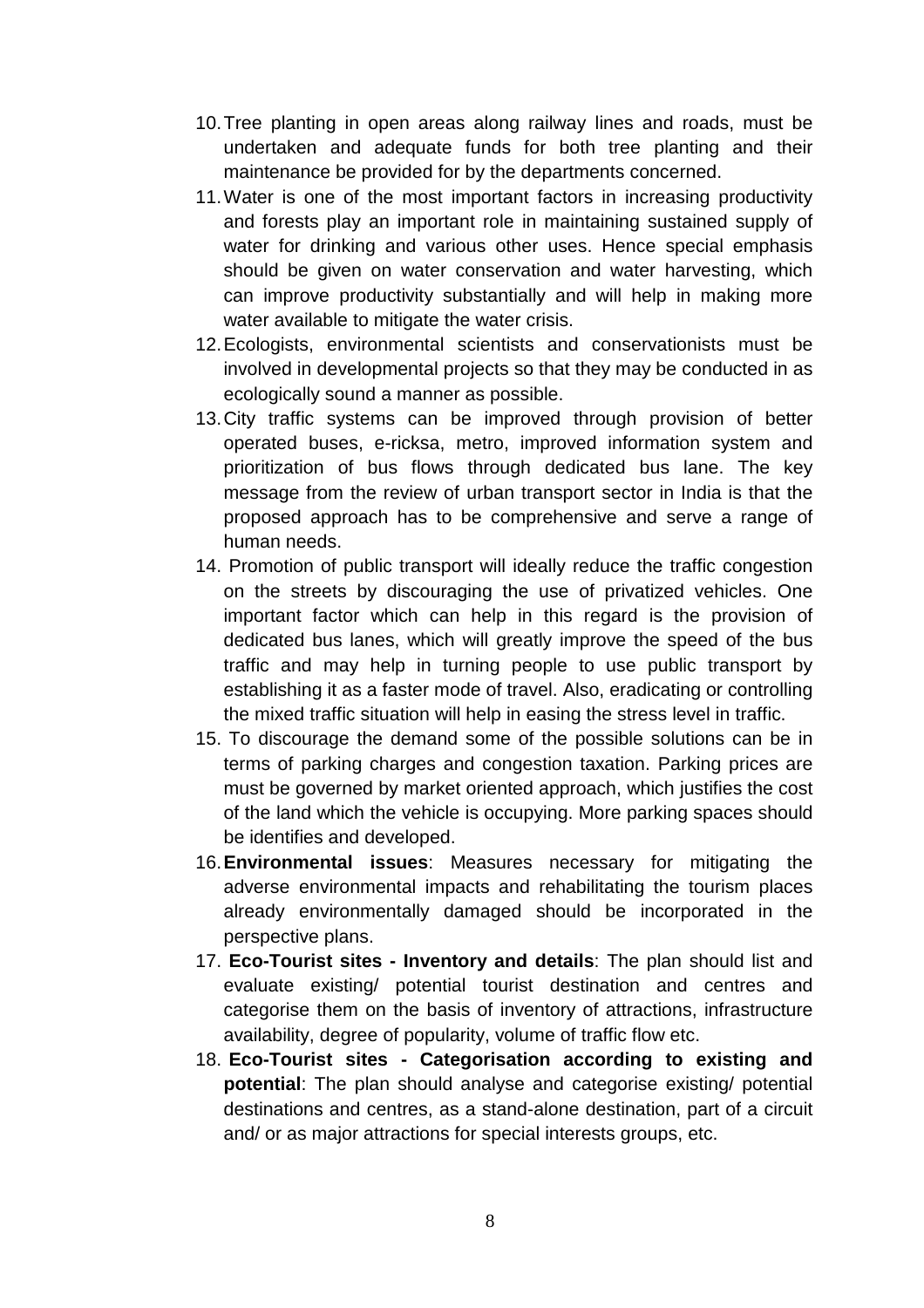10. Tree planting in open areas along railway lines and roads, must be undertaken and adequate funds for both tree planting and their maintenance be provided for by the departments concerned.
11. Water is one of the most important factors in increasing productivity and forests play an important role in maintaining sustained supply of water for drinking and various other uses. Hence special emphasis should be given on water conservation and water harvesting, which can improve productivity substantially and will help in making more water available to mitigate the water crisis.
12. Ecologists, environmental scientists and conservationists must be involved in developmental projects so that they may be conducted in as ecologically sound a manner as possible.
13. City traffic systems can be improved through provision of better operated buses, e-ricksa, metro, improved information system and prioritization of bus flows through dedicated bus lane. The key message from the review of urban transport sector in India is that the proposed approach has to be comprehensive and serve a range of human needs.
14. Promotion of public transport will ideally reduce the traffic congestion on the streets by discouraging the use of privatized vehicles. One important factor which can help in this regard is the provision of dedicated bus lanes, which will greatly improve the speed of the bus traffic and may help in turning people to use public transport by establishing it as a faster mode of travel. Also, eradicating or controlling the mixed traffic situation will help in easing the stress level in traffic.
15. To discourage the demand some of the possible solutions can be in terms of parking charges and congestion taxation. Parking prices are must be governed by market oriented approach, which justifies the cost of the land which the vehicle is occupying. More parking spaces should be identifies and developed.
16. **Environmental issues**: Measures necessary for mitigating the adverse environmental impacts and rehabilitating the tourism places already environmentally damaged should be incorporated in the perspective plans.
17. **Eco-Tourist sites - Inventory and details**: The plan should list and evaluate existing/ potential tourist destination and centres and categorise them on the basis of inventory of attractions, infrastructure availability, degree of popularity, volume of traffic flow etc.
18. **Eco-Tourist sites - Categorisation according to existing and potential**: The plan should analyse and categorise existing/ potential destinations and centres, as a stand-alone destination, part of a circuit and/ or as major attractions for special interests groups, etc.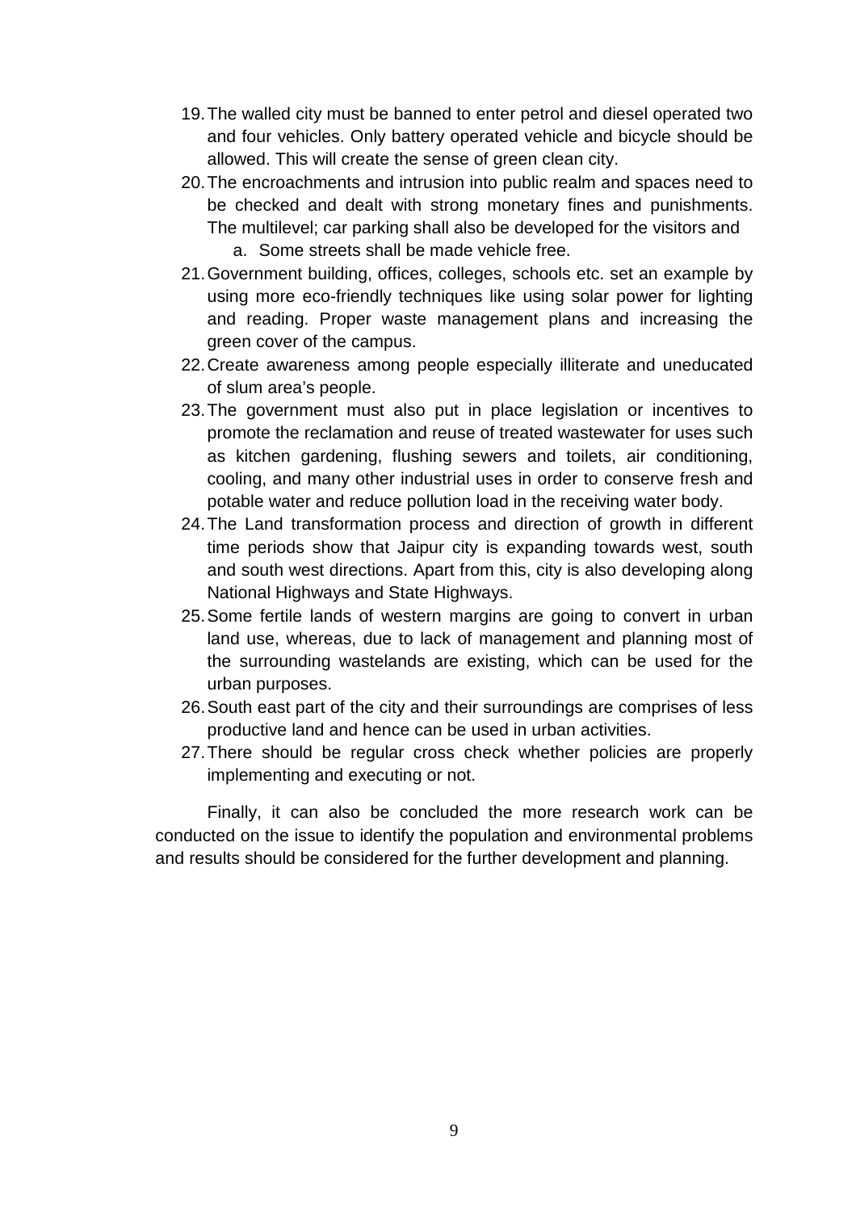19. The walled city must be banned to enter petrol and diesel operated two and four vehicles. Only battery operated vehicle and bicycle should be allowed. This will create the sense of green clean city.
20. The encroachments and intrusion into public realm and spaces need to be checked and dealt with strong monetary fines and punishments. The multilevel; car parking shall also be developed for the visitors and
    a. Some streets shall be made vehicle free.
21. Government building, offices, colleges, schools etc. set an example by using more eco-friendly techniques like using solar power for lighting and reading. Proper waste management plans and increasing the green cover of the campus.
22. Create awareness among people especially illiterate and uneducated of slum area's people.
23. The government must also put in place legislation or incentives to promote the reclamation and reuse of treated wastewater for uses such as kitchen gardening, flushing sewers and toilets, air conditioning, cooling, and many other industrial uses in order to conserve fresh and potable water and reduce pollution load in the receiving water body.
24. The Land transformation process and direction of growth in different time periods show that Jaipur city is expanding towards west, south and south west directions. Apart from this, city is also developing along National Highways and State Highways.
25. Some fertile lands of western margins are going to convert in urban land use, whereas, due to lack of management and planning most of the surrounding wastelands are existing, which can be used for the urban purposes.
26. South east part of the city and their surroundings are comprises of less productive land and hence can be used in urban activities.
27. There should be regular cross check whether policies are properly implementing and executing or not.

Finally, it can also be concluded the more research work can be conducted on the issue to identify the population and environmental problems and results should be considered for the further development and planning.